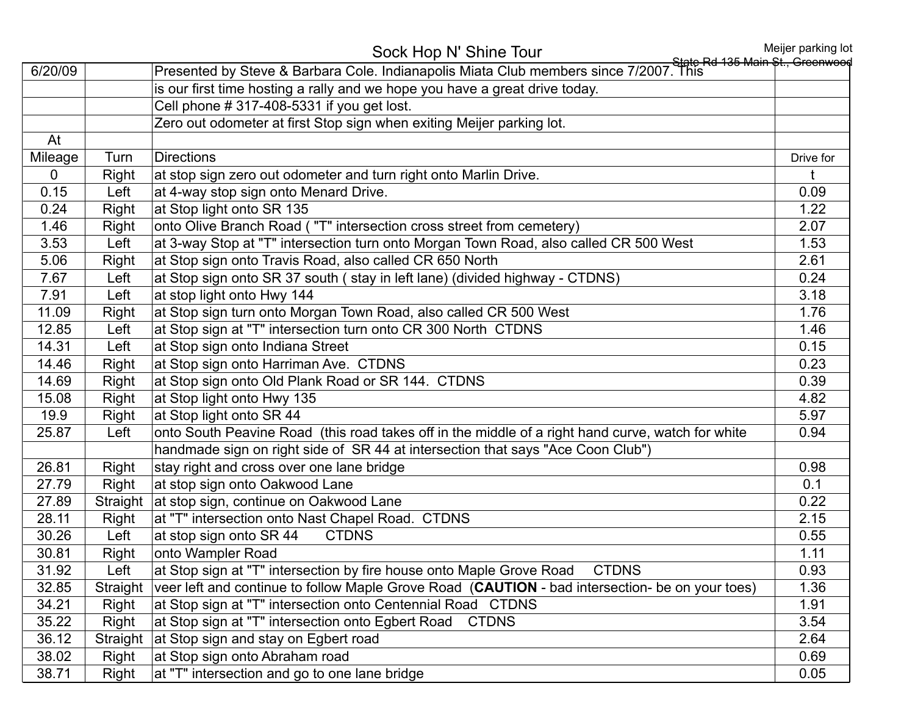# Sock Hop N' Shine Tour

Meijer parking lot
State Rd 135 Main St., Greenwood

| | | | |
|---|---|---|---|
| 6/20/09 | | Presented by Steve & Barbara Cole. Indianapolis Miata Club members since 7/2007. This | |
| | | is our first time hosting a rally and we hope you have a great drive today. | |
| | | Cell phone # 317-408-5331 if you get lost. | |
| | | Zero out odometer at first Stop sign when exiting Meijer parking lot. | |
| At | | | |
| Mileage | Turn | Directions | Drive for |
| 0 | Right | at stop sign zero out odometer and turn right onto Marlin Drive. | t |
| 0.15 | Left | at 4-way stop sign onto Menard Drive. | 0.09 |
| 0.24 | Right | at Stop light onto SR 135 | 1.22 |
| 1.46 | Right | onto Olive Branch Road ( "T" intersection cross street from cemetery) | 2.07 |
| 3.53 | Left | at 3-way Stop at "T" intersection turn onto Morgan Town Road, also called CR 500 West | 1.53 |
| 5.06 | Right | at Stop sign onto Travis Road, also called CR 650 North | 2.61 |
| 7.67 | Left | at Stop sign onto SR 37 south ( stay in left lane) (divided highway - CTDNS) | 0.24 |
| 7.91 | Left | at stop light onto Hwy 144 | 3.18 |
| 11.09 | Right | at Stop sign turn onto Morgan Town Road, also called CR 500 West | 1.76 |
| 12.85 | Left | at Stop sign at "T" intersection turn onto CR 300 North CTDNS | 1.46 |
| 14.31 | Left | at Stop sign onto Indiana Street | 0.15 |
| 14.46 | Right | at Stop sign onto Harriman Ave. CTDNS | 0.23 |
| 14.69 | Right | at Stop sign onto Old Plank Road or SR 144. CTDNS | 0.39 |
| 15.08 | Right | at Stop light onto Hwy 135 | 4.82 |
| 19.9 | Right | at Stop light onto SR 44 | 5.97 |
| 25.87 | Left | onto South Peavine Road (this road takes off in the middle of a right hand curve, watch for white | 0.94 |
| | | handmade sign on right side of SR 44 at intersection that says "Ace Coon Club") | |
| 26.81 | Right | stay right and cross over one lane bridge | 0.98 |
| 27.79 | Right | at stop sign onto Oakwood Lane | 0.1 |
| 27.89 | Straight | at stop sign, continue on Oakwood Lane | 0.22 |
| 28.11 | Right | at "T" intersection onto Nast Chapel Road. CTDNS | 2.15 |
| 30.26 | Left | at stop sign onto SR 44 CTDNS | 0.55 |
| 30.81 | Right | onto Wampler Road | 1.11 |
| 31.92 | Left | at Stop sign at "T" intersection by fire house onto Maple Grove Road CTDNS | 0.93 |
| 32.85 | Straight | veer left and continue to follow Maple Grove Road (**CAUTION** - bad intersection- be on your toes) | 1.36 |
| 34.21 | Right | at Stop sign at "T" intersection onto Centennial Road CTDNS | 1.91 |
| 35.22 | Right | at Stop sign at "T" intersection onto Egbert Road CTDNS | 3.54 |
| 36.12 | Straight | at Stop sign and stay on Egbert road | 2.64 |
| 38.02 | Right | at Stop sign onto Abraham road | 0.69 |
| 38.71 | Right | at "T" intersection and go to one lane bridge | 0.05 |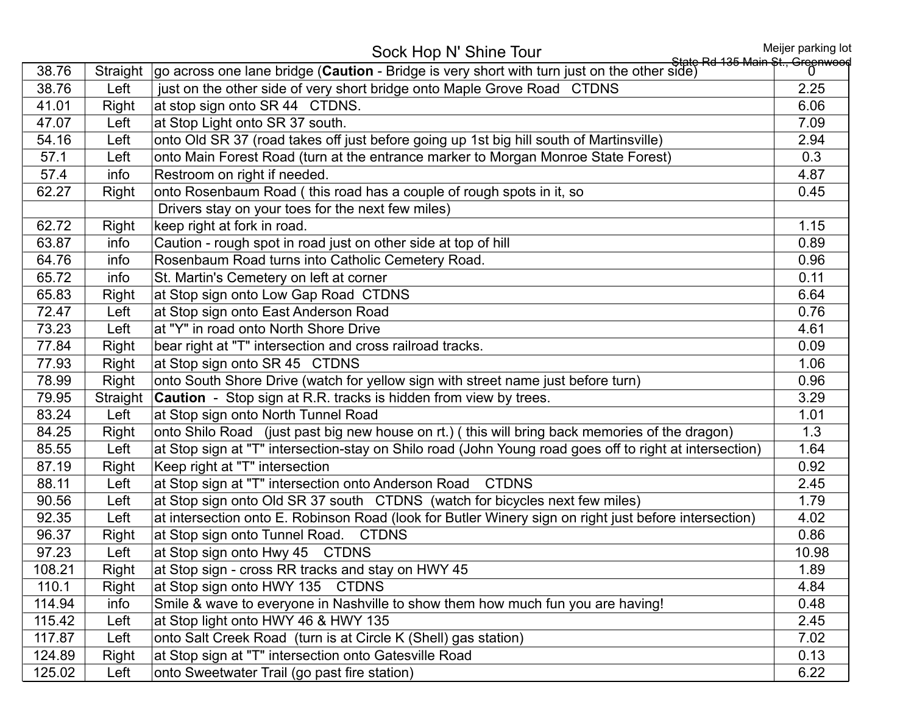# Sock Hop N' Shine Tour

Meijer parking lot
State Rd 135 Main St., Greenwood

| | | | |
|---|---|---|---|
| 38.76 | Straight | go across one lane bridge (**Caution** - Bridge is very short with turn just on the other side) | 0 |
| 38.76 | Left | just on the other side of very short bridge onto Maple Grove Road CTDNS | 2.25 |
| 41.01 | Right | at stop sign onto SR 44 CTDNS. | 6.06 |
| 47.07 | Left | at Stop Light onto SR 37 south. | 7.09 |
| 54.16 | Left | onto Old SR 37 (road takes off just before going up 1st big hill south of Martinsville) | 2.94 |
| 57.1 | Left | onto Main Forest Road (turn at the entrance marker to Morgan Monroe State Forest) | 0.3 |
| 57.4 | info | Restroom on right if needed. | 4.87 |
| 62.27 | Right | onto Rosenbaum Road ( this road has a couple of rough spots in it, so | 0.45 |
| | | Drivers stay on your toes for the next few miles) | |
| 62.72 | Right | keep right at fork in road. | 1.15 |
| 63.87 | info | Caution - rough spot in road just on other side at top of hill | 0.89 |
| 64.76 | info | Rosenbaum Road turns into Catholic Cemetery Road. | 0.96 |
| 65.72 | info | St. Martin's Cemetery on left at corner | 0.11 |
| 65.83 | Right | at Stop sign onto Low Gap Road CTDNS | 6.64 |
| 72.47 | Left | at Stop sign onto East Anderson Road | 0.76 |
| 73.23 | Left | at "Y" in road onto North Shore Drive | 4.61 |
| 77.84 | Right | bear right at "T" intersection and cross railroad tracks. | 0.09 |
| 77.93 | Right | at Stop sign onto SR 45 CTDNS | 1.06 |
| 78.99 | Right | onto South Shore Drive (watch for yellow sign with street name just before turn) | 0.96 |
| 79.95 | Straight | **Caution** - Stop sign at R.R. tracks is hidden from view by trees. | 3.29 |
| 83.24 | Left | at Stop sign onto North Tunnel Road | 1.01 |
| 84.25 | Right | onto Shilo Road (just past big new house on rt.) ( this will bring back memories of the dragon) | 1.3 |
| 85.55 | Left | at Stop sign at "T" intersection-stay on Shilo road (John Young road goes off to right at intersection) | 1.64 |
| 87.19 | Right | Keep right at "T" intersection | 0.92 |
| 88.11 | Left | at Stop sign at "T" intersection onto Anderson Road CTDNS | 2.45 |
| 90.56 | Left | at Stop sign onto Old SR 37 south CTDNS (watch for bicycles next few miles) | 1.79 |
| 92.35 | Left | at intersection onto E. Robinson Road (look for Butler Winery sign on right just before intersection) | 4.02 |
| 96.37 | Right | at Stop sign onto Tunnel Road. CTDNS | 0.86 |
| 97.23 | Left | at Stop sign onto Hwy 45 CTDNS | 10.98 |
| 108.21 | Right | at Stop sign - cross RR tracks and stay on HWY 45 | 1.89 |
| 110.1 | Right | at Stop sign onto HWY 135 CTDNS | 4.84 |
| 114.94 | info | Smile & wave to everyone in Nashville to show them how much fun you are having! | 0.48 |
| 115.42 | Left | at Stop light onto HWY 46 & HWY 135 | 2.45 |
| 117.87 | Left | onto Salt Creek Road (turn is at Circle K (Shell) gas station) | 7.02 |
| 124.89 | Right | at Stop sign at "T" intersection onto Gatesville Road | 0.13 |
| 125.02 | Left | onto Sweetwater Trail (go past fire station) | 6.22 |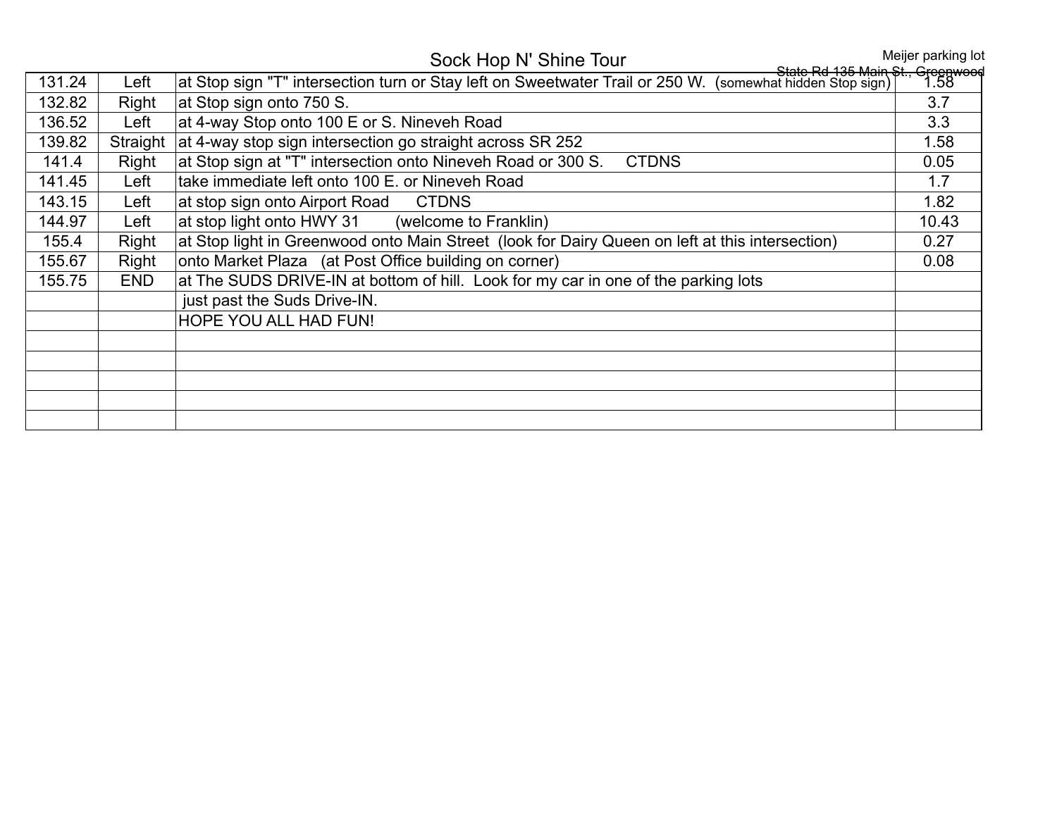# Sock Hop N' Shine Tour

Meijer parking lot
State Rd 135 Main St., Greenwood

| | | | |
|---|---|---|---|
| 131.24 | Left | at Stop sign "T" intersection turn or Stay left on Sweetwater Trail or 250 W. (somewhat hidden Stop sign) | 1.58 |
| 132.82 | Right | at Stop sign onto 750 S. | 3.7 |
| 136.52 | Left | at 4-way Stop onto 100 E or S. Nineveh Road | 3.3 |
| 139.82 | Straight | at 4-way stop sign intersection go straight across SR 252 | 1.58 |
| 141.4 | Right | at Stop sign at "T" intersection onto Nineveh Road or 300 S. CTDNS | 0.05 |
| 141.45 | Left | take immediate left onto 100 E. or Nineveh Road | 1.7 |
| 143.15 | Left | at stop sign onto Airport Road CTDNS | 1.82 |
| 144.97 | Left | at stop light onto HWY 31 (welcome to Franklin) | 10.43 |
| 155.4 | Right | at Stop light in Greenwood onto Main Street (look for Dairy Queen on left at this intersection) | 0.27 |
| 155.67 | Right | onto Market Plaza (at Post Office building on corner) | 0.08 |
| 155.75 | END | at The SUDS DRIVE-IN at bottom of hill. Look for my car in one of the parking lots | |
| | | just past the Suds Drive-IN. | |
| | | HOPE YOU ALL HAD FUN! | |
| | | | |
| | | | |
| | | | |
| | | | |
| | | | |